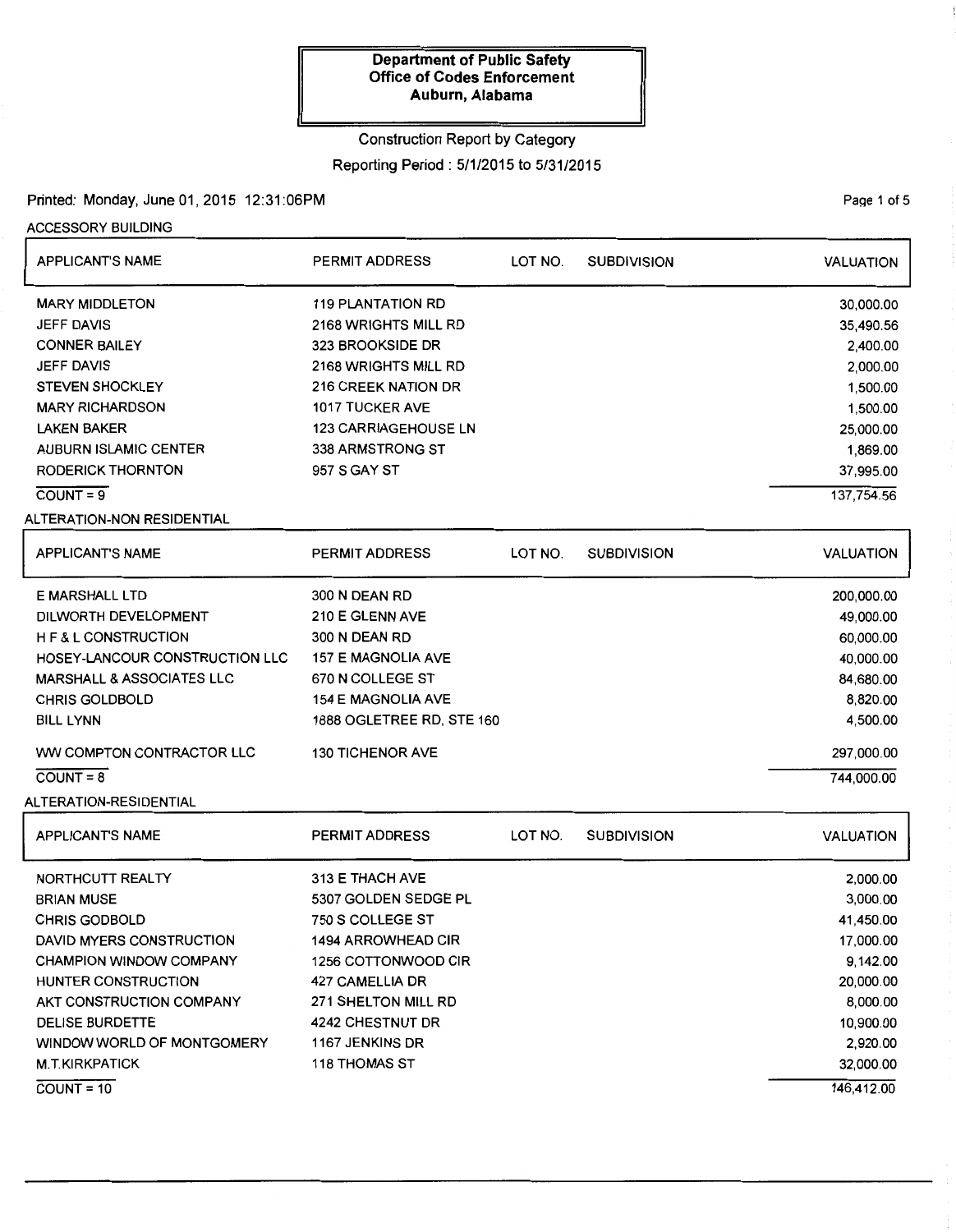**Department of Public Safety**
**Office of Codes Enforcement**
**Auburn, Alabama**

Construction Report by Category

Reporting Period : 5/1/2015 to 5/31/2015

Printed: Monday, June 01, 2015 12:31:06PM

ACCESSORY BUILDING

| APPLICANT'S NAME | PERMIT ADDRESS | LOT NO. | SUBDIVISION | VALUATION |
|---|---|---|---|---|
| MARY MIDDLETON | 119 PLANTATION RD | | | 30,000.00 |
| JEFF DAVIS | 2168 WRIGHTS MILL RD | | | 35,490.56 |
| CONNER BAILEY | 323 BROOKSIDE DR | | | 2,400.00 |
| JEFF DAVIS | 2168 WRIGHTS MILL RD | | | 2,000.00 |
| STEVEN SHOCKLEY | 216 CREEK NATION DR | | | 1,500.00 |
| MARY RICHARDSON | 1017 TUCKER AVE | | | 1,500.00 |
| LAKEN BAKER | 123 CARRIAGEHOUSE LN | | | 25,000.00 |
| AUBURN ISLAMIC CENTER | 338 ARMSTRONG ST | | | 1,869.00 |
| RODERICK THORNTON | 957 S GAY ST | | | 37,995.00 |
| COUNT = 9 | | | | 137,754.56 |

ALTERATION-NON RESIDENTIAL

| APPLICANT'S NAME | PERMIT ADDRESS | LOT NO. | SUBDIVISION | VALUATION |
|---|---|---|---|---|
| E MARSHALL LTD | 300 N DEAN RD | | | 200,000.00 |
| DILWORTH DEVELOPMENT | 210 E GLENN AVE | | | 49,000.00 |
| H F & L CONSTRUCTION | 300 N DEAN RD | | | 60,000.00 |
| HOSEY-LANCOUR CONSTRUCTION LLC | 157 E MAGNOLIA AVE | | | 40,000.00 |
| MARSHALL & ASSOCIATES LLC | 670 N COLLEGE ST | | | 84,680.00 |
| CHRIS GOLDBOLD | 154 E MAGNOLIA AVE | | | 8,820.00 |
| BILL LYNN | 1888 OGLETREE RD, STE 160 | | | 4,500.00 |
| WW COMPTON CONTRACTOR LLC | 130 TICHENOR AVE | | | 297,000.00 |
| COUNT = 8 | | | | 744,000.00 |

ALTERATION-RESIDENTIAL

| APPLICANT'S NAME | PERMIT ADDRESS | LOT NO. | SUBDIVISION | VALUATION |
|---|---|---|---|---|
| NORTHCUTT REALTY | 313 E THACH AVE | | | 2,000.00 |
| BRIAN MUSE | 5307 GOLDEN SEDGE PL | | | 3,000.00 |
| CHRIS GODBOLD | 750 S COLLEGE ST | | | 41,450.00 |
| DAVID MYERS CONSTRUCTION | 1494 ARROWHEAD CIR | | | 17,000.00 |
| CHAMPION WINDOW COMPANY | 1256 COTTONWOOD CIR | | | 9,142.00 |
| HUNTER CONSTRUCTION | 427 CAMELLIA DR | | | 20,000.00 |
| AKT CONSTRUCTION COMPANY | 271 SHELTON MILL RD | | | 8,000.00 |
| DELISE BURDETTE | 4242 CHESTNUT DR | | | 10,900.00 |
| WINDOW WORLD OF MONTGOMERY | 1167 JENKINS DR | | | 2,920.00 |
| M.T.KIRKPATICK | 118 THOMAS ST | | | 32,000.00 |
| COUNT = 10 | | | | 146,412.00 |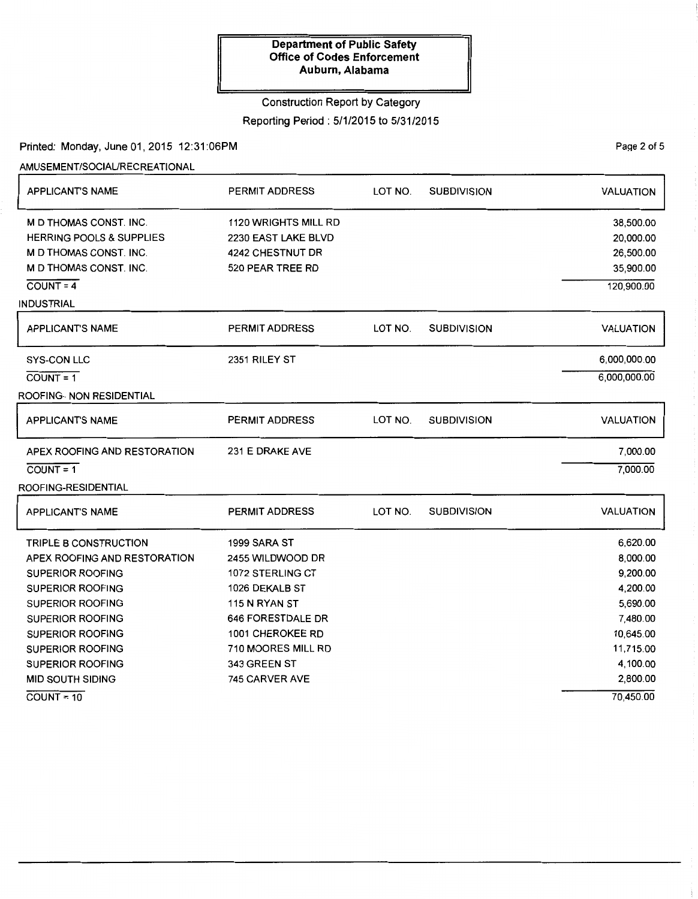**Department of Public Safety**
**Office of Codes Enforcement**
**Auburn, Alabama**

Construction Report by Category

Reporting Period : 5/1/2015 to 5/31/2015

Printed: Monday, June 01, 2015 12:31:06PM

AMUSEMENT/SOCIAL/RECREATIONAL

| APPLICANT'S NAME | PERMIT ADDRESS | LOT NO. | SUBDIVISION | VALUATION |
|---|---|---|---|---|
| M D THOMAS CONST. INC. | 1120 WRIGHTS MILL RD | | | 38,500.00 |
| HERRING POOLS & SUPPLIES | 2230 EAST LAKE BLVD | | | 20,000.00 |
| M D THOMAS CONST. INC. | 4242 CHESTNUT DR | | | 26,500.00 |
| M D THOMAS CONST. INC. | 520 PEAR TREE RD | | | 35,900.00 |
| COUNT = 4 | | | | 120,900.00 |

INDUSTRIAL

| APPLICANT'S NAME | PERMIT ADDRESS | LOT NO. | SUBDIVISION | VALUATION |
|---|---|---|---|---|
| SYS-CON LLC | 2351 RILEY ST | | | 6,000,000.00 |
| COUNT = 1 | | | | 6,000,000.00 |

ROOFING- NON RESIDENTIAL

| APPLICANT'S NAME | PERMIT ADDRESS | LOT NO. | SUBDIVISION | VALUATION |
|---|---|---|---|---|
| APEX ROOFING AND RESTORATION | 231 E DRAKE AVE | | | 7,000.00 |
| COUNT = 1 | | | | 7,000.00 |

ROOFING-RESIDENTIAL

| APPLICANT'S NAME | PERMIT ADDRESS | LOT NO. | SUBDIVISION | VALUATION |
|---|---|---|---|---|
| TRIPLE B CONSTRUCTION | 1999 SARA ST | | | 6,620.00 |
| APEX ROOFING AND RESTORATION | 2455 WILDWOOD DR | | | 8,000.00 |
| SUPERIOR ROOFING | 1072 STERLING CT | | | 9,200.00 |
| SUPERIOR ROOFING | 1026 DEKALB ST | | | 4,200.00 |
| SUPERIOR ROOFING | 115 N RYAN ST | | | 5,690.00 |
| SUPERIOR ROOFING | 646 FORESTDALE DR | | | 7,480.00 |
| SUPERIOR ROOFING | 1001 CHEROKEE RD | | | 10,645.00 |
| SUPERIOR ROOFING | 710 MOORES MILL RD | | | 11,715.00 |
| SUPERIOR ROOFING | 343 GREEN ST | | | 4,100.00 |
| MID SOUTH SIDING | 745 CARVER AVE | | | 2,800.00 |
| COUNT = 10 | | | | 70,450.00 |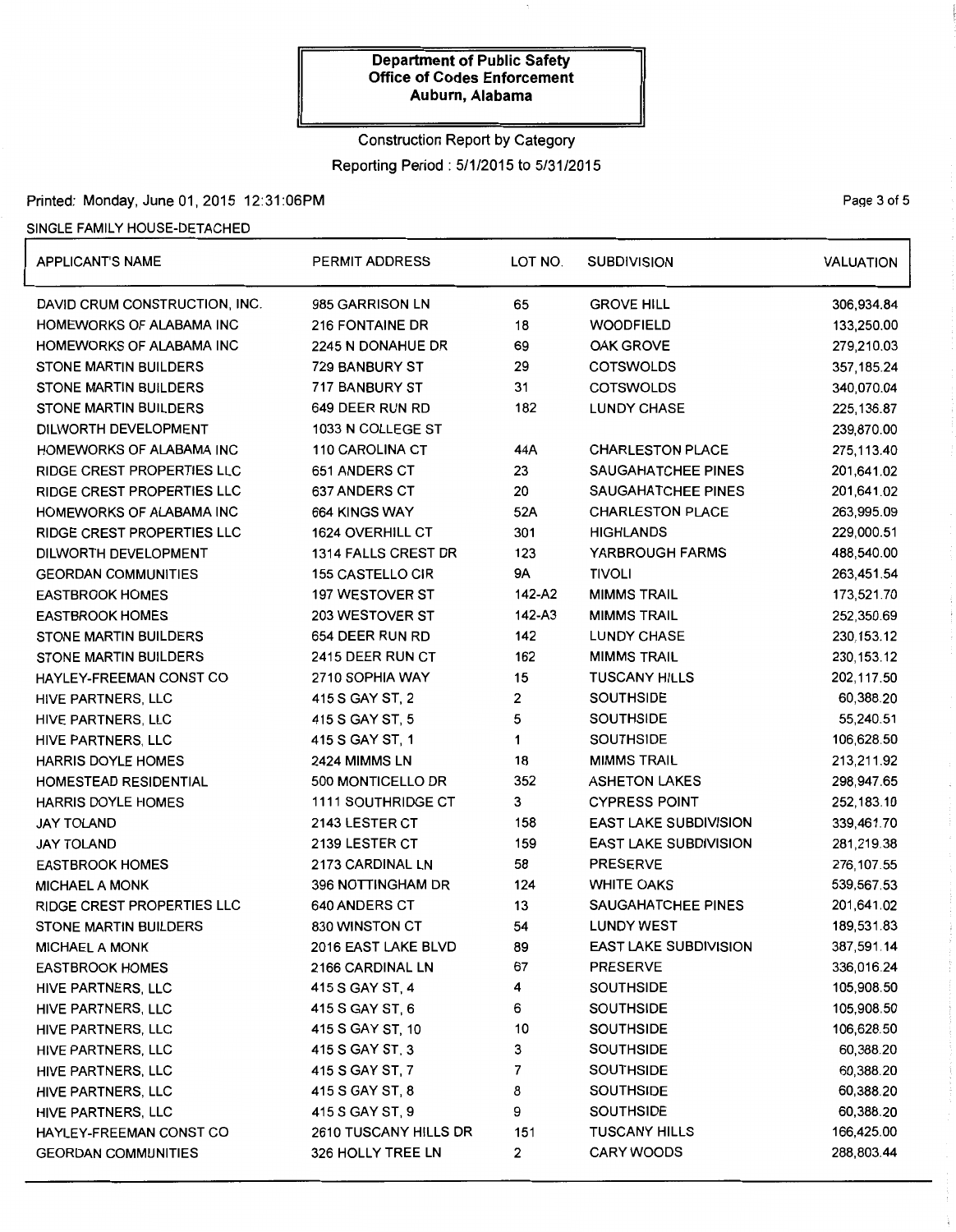**Department of Public Safety**
**Office of Codes Enforcement**
**Auburn, Alabama**

Construction Report by Category

Reporting Period : 5/1/2015 to 5/31/2015

Printed: Monday, June 01, 2015 12:31:06PM

SINGLE FAMILY HOUSE-DETACHED

| APPLICANT'S NAME | PERMIT ADDRESS | LOT NO. | SUBDIVISION | VALUATION |
|---|---|---|---|---|
| DAVID CRUM CONSTRUCTION, INC. | 985 GARRISON LN | 65 | GROVE HILL | 306,934.84 |
| HOMEWORKS OF ALABAMA INC | 216 FONTAINE DR | 18 | WOODFIELD | 133,250.00 |
| HOMEWORKS OF ALABAMA INC | 2245 N DONAHUE DR | 69 | OAK GROVE | 279,210.03 |
| STONE MARTIN BUILDERS | 729 BANBURY ST | 29 | COTSWOLDS | 357,185.24 |
| STONE MARTIN BUILDERS | 717 BANBURY ST | 31 | COTSWOLDS | 340,070.04 |
| STONE MARTIN BUILDERS | 649 DEER RUN RD | 182 | LUNDY CHASE | 225,136.87 |
| DILWORTH DEVELOPMENT | 1033 N COLLEGE ST | | | 239,870.00 |
| HOMEWORKS OF ALABAMA INC | 110 CAROLINA CT | 44A | CHARLESTON PLACE | 275,113.40 |
| RIDGE CREST PROPERTIES LLC | 651 ANDERS CT | 23 | SAUGAHATCHEE PINES | 201,641.02 |
| RIDGE CREST PROPERTIES LLC | 637 ANDERS CT | 20 | SAUGAHATCHEE PINES | 201,641.02 |
| HOMEWORKS OF ALABAMA INC | 664 KINGS WAY | 52A | CHARLESTON PLACE | 263,995.09 |
| RIDGE CREST PROPERTIES LLC | 1624 OVERHILL CT | 301 | HIGHLANDS | 229,000.51 |
| DILWORTH DEVELOPMENT | 1314 FALLS CREST DR | 123 | YARBROUGH FARMS | 488,540.00 |
| GEORDAN COMMUNITIES | 155 CASTELLO CIR | 9A | TIVOLI | 263,451.54 |
| EASTBROOK HOMES | 197 WESTOVER ST | 142-A2 | MIMMS TRAIL | 173,521.70 |
| EASTBROOK HOMES | 203 WESTOVER ST | 142-A3 | MIMMS TRAIL | 252,350.69 |
| STONE MARTIN BUILDERS | 654 DEER RUN RD | 142 | LUNDY CHASE | 230,153.12 |
| STONE MARTIN BUILDERS | 2415 DEER RUN CT | 162 | MIMMS TRAIL | 230,153.12 |
| HAYLEY-FREEMAN CONST CO | 2710 SOPHIA WAY | 15 | TUSCANY HILLS | 202,117.50 |
| HIVE PARTNERS, LLC | 415 S GAY ST, 2 | 2 | SOUTHSIDE | 60,388.20 |
| HIVE PARTNERS, LLC | 415 S GAY ST, 5 | 5 | SOUTHSIDE | 55,240.51 |
| HIVE PARTNERS, LLC | 415 S GAY ST, 1 | 1 | SOUTHSIDE | 106,628.50 |
| HARRIS DOYLE HOMES | 2424 MIMMS LN | 18 | MIMMS TRAIL | 213,211.92 |
| HOMESTEAD RESIDENTIAL | 500 MONTICELLO DR | 352 | ASHETON LAKES | 298,947.65 |
| HARRIS DOYLE HOMES | 1111 SOUTHRIDGE CT | 3 | CYPRESS POINT | 252,183.10 |
| JAY TOLAND | 2143 LESTER CT | 158 | EAST LAKE SUBDIVISION | 339,461.70 |
| JAY TOLAND | 2139 LESTER CT | 159 | EAST LAKE SUBDIVISION | 281,219.38 |
| EASTBROOK HOMES | 2173 CARDINAL LN | 58 | PRESERVE | 276,107.55 |
| MICHAEL A MONK | 396 NOTTINGHAM DR | 124 | WHITE OAKS | 539,567.53 |
| RIDGE CREST PROPERTIES LLC | 640 ANDERS CT | 13 | SAUGAHATCHEE PINES | 201,641.02 |
| STONE MARTIN BUILDERS | 830 WINSTON CT | 54 | LUNDY WEST | 189,531.83 |
| MICHAEL A MONK | 2016 EAST LAKE BLVD | 89 | EAST LAKE SUBDIVISION | 387,591.14 |
| EASTBROOK HOMES | 2166 CARDINAL LN | 67 | PRESERVE | 336,016.24 |
| HIVE PARTNERS, LLC | 415 S GAY ST, 4 | 4 | SOUTHSIDE | 105,908.50 |
| HIVE PARTNERS, LLC | 415 S GAY ST, 6 | 6 | SOUTHSIDE | 105,908.50 |
| HIVE PARTNERS, LLC | 415 S GAY ST, 10 | 10 | SOUTHSIDE | 106,628.50 |
| HIVE PARTNERS, LLC | 415 S GAY ST, 3 | 3 | SOUTHSIDE | 60,388.20 |
| HIVE PARTNERS, LLC | 415 S GAY ST, 7 | 7 | SOUTHSIDE | 60,388.20 |
| HIVE PARTNERS, LLC | 415 S GAY ST, 8 | 8 | SOUTHSIDE | 60,388.20 |
| HIVE PARTNERS, LLC | 415 S GAY ST, 9 | 9 | SOUTHSIDE | 60,388.20 |
| HAYLEY-FREEMAN CONST CO | 2610 TUSCANY HILLS DR | 151 | TUSCANY HILLS | 166,425.00 |
| GEORDAN COMMUNITIES | 326 HOLLY TREE LN | 2 | CARY WOODS | 288,803.44 |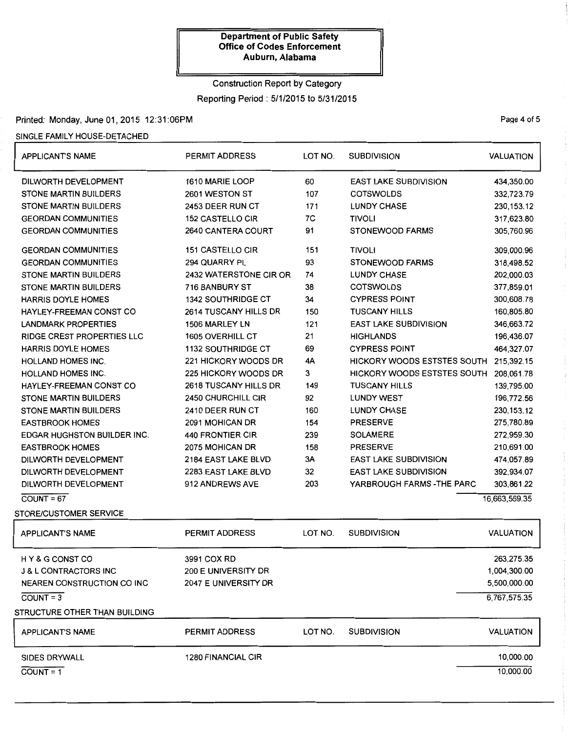**Department of Public Safety**
**Office of Codes Enforcement**
**Auburn, Alabama**

Construction Report by Category

Reporting Period : 5/1/2015 to 5/31/2015

Printed: Monday, June 01, 2015 12:31:06PM

SINGLE FAMILY HOUSE-DETACHED

| APPLICANT'S NAME | PERMIT ADDRESS | LOT NO. | SUBDIVISION | VALUATION |
|---|---|---|---|---|
| DILWORTH DEVELOPMENT | 1610 MARIE LOOP | 60 | EAST LAKE SUBDIVISION | 434,350.00 |
| STONE MARTIN BUILDERS | 2601 WESTON ST | 107 | COTSWOLDS | 332,723.79 |
| STONE MARTIN BUILDERS | 2453 DEER RUN CT | 171 | LUNDY CHASE | 230,153.12 |
| GEORDAN COMMUNITIES | 152 CASTELLO CIR | 7C | TIVOLI | 317,623.80 |
| GEORDAN COMMUNITIES | 2640 CANTERA COURT | 91 | STONEWOOD FARMS | 305,760.96 |
| GEORDAN COMMUNITIES | 151 CASTELLO CIR | 151 | TIVOLI | 309,000.96 |
| GEORDAN COMMUNITIES | 294 QUARRY PL | 93 | STONEWOOD FARMS | 318,498.52 |
| STONE MARTIN BUILDERS | 2432 WATERSTONE CIR OR | 74 | LUNDY CHASE | 202,000.03 |
| STONE MARTIN BUILDERS | 716 BANBURY ST | 38 | COTSWOLDS | 377,859.01 |
| HARRIS DOYLE HOMES | 1342 SOUTHRIDGE CT | 34 | CYPRESS POINT | 300,608.78 |
| HAYLEY-FREEMAN CONST CO | 2614 TUSCANY HILLS DR | 150 | TUSCANY HILLS | 160,805.80 |
| LANDMARK PROPERTIES | 1506 MARLEY LN | 121 | EAST LAKE SUBDIVISION | 346,663.72 |
| RIDGE CREST PROPERTIES LLC | 1605 OVERHILL CT | 21 | HIGHLANDS | 196,436.07 |
| HARRIS DOYLE HOMES | 1132 SOUTHRIDGE CT | 69 | CYPRESS POINT | 464,327.07 |
| HOLLAND HOMES INC. | 221 HICKORY WOODS DR | 4A | HICKORY WOODS ESTSTES SOUTH | 215,392.15 |
| HOLLAND HOMES INC. | 225 HICKORY WOODS DR | 3 | HICKORY WOODS ESTSTES SOUTH | 208,061.78 |
| HAYLEY-FREEMAN CONST CO | 2618 TUSCANY HILLS DR | 149 | TUSCANY HILLS | 139,795.00 |
| STONE MARTIN BUILDERS | 2450 CHURCHILL CIR | 92 | LUNDY WEST | 196,772.56 |
| STONE MARTIN BUILDERS | 2410 DEER RUN CT | 160 | LUNDY CHASE | 230,153.12 |
| EASTBROOK HOMES | 2091 MOHICAN DR | 154 | PRESERVE | 275,780.89 |
| EDGAR HUGHSTON BUILDER INC. | 440 FRONTIER CIR | 239 | SOLAMERE | 272,959.30 |
| EASTBROOK HOMES | 2075 MOHICAN DR | 158 | PRESERVE | 210,691.00 |
| DILWORTH DEVELOPMENT | 2184 EAST LAKE BLVD | 3A | EAST LAKE SUBDIVISION | 474,057.89 |
| DILWORTH DEVELOPMENT | 2283 EAST LAKE BLVD | 32 | EAST LAKE SUBDIVISION | 392,934.07 |
| DILWORTH DEVELOPMENT | 912 ANDREWS AVE | 203 | YARBROUGH FARMS -THE PARC | 303,861.22 |
| COUNT = 67 | | | | 16,663,569.35 |

STORE/CUSTOMER SERVICE

| APPLICANT'S NAME | PERMIT ADDRESS | LOT NO. | SUBDIVISION | VALUATION |
|---|---|---|---|---|
| H Y & G CONST CO | 3991 COX RD | | | 263,275.35 |
| J & L CONTRACTORS INC | 200 E UNIVERSITY DR | | | 1,004,300.00 |
| NEAREN CONSTRUCTION CO INC | 2047 E UNIVERSITY DR | | | 5,500,000.00 |
| COUNT = 3 | | | | 6,767,575.35 |

STRUCTURE OTHER THAN BUILDING

| APPLICANT'S NAME | PERMIT ADDRESS | LOT NO. | SUBDIVISION | VALUATION |
|---|---|---|---|---|
| SIDES DRYWALL | 1280 FINANCIAL CIR | | | 10,000.00 |
| COUNT = 1 | | | | 10,000.00 |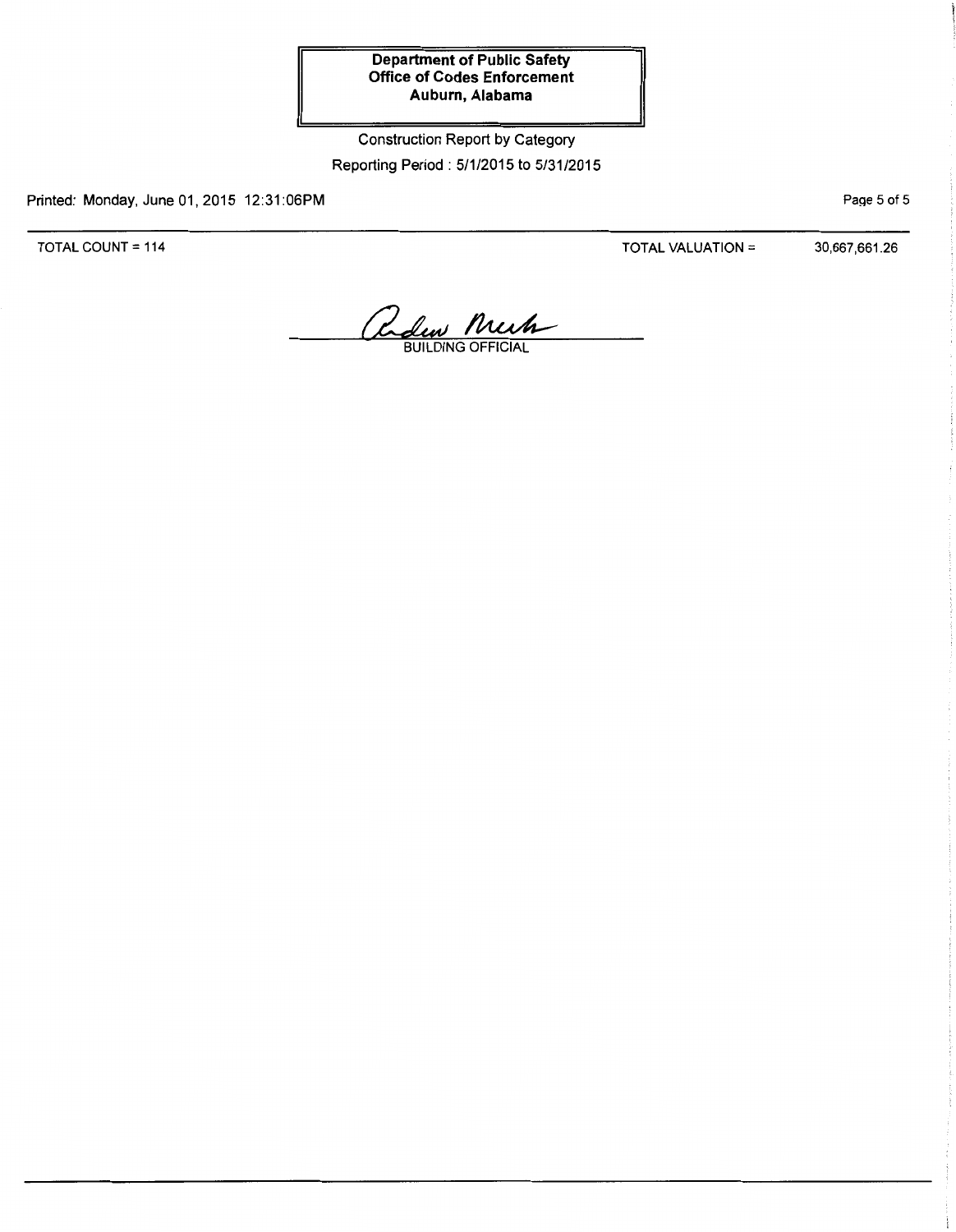**Department of Public Safety**
**Office of Codes Enforcement**
**Auburn, Alabama**

Construction Report by Category

Reporting Period : 5/1/2015 to 5/31/2015

Printed: Monday, June 01, 2015 12:31:06PM

TOTAL COUNT = 114

TOTAL VALUATION = 30,667,661.26

BUILDING OFFICIAL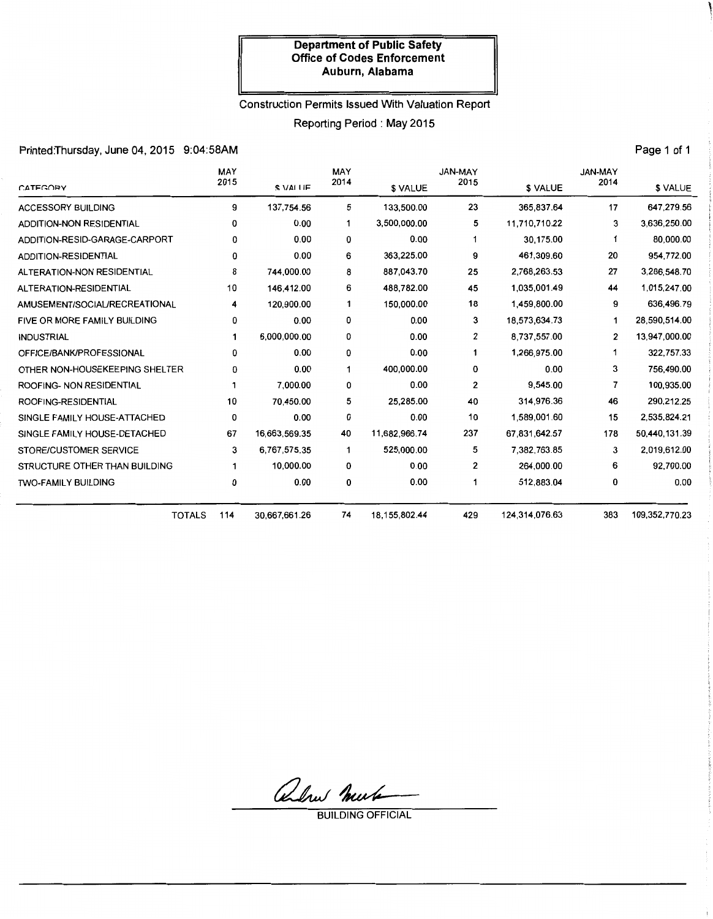**Department of Public Safety**
**Office of Codes Enforcement**
**Auburn, Alabama**

Construction Permits Issued With Valuation Report

Reporting Period : May 2015

Printed:Thursday, June 04, 2015 9:04:58AM

| CATEGORY | MAY 2015 | $ VALUE | MAY 2014 | $ VALUE | JAN-MAY 2015 | $ VALUE | JAN-MAY 2014 | $ VALUE |
|---|---|---|---|---|---|---|---|---|
| ACCESSORY BUILDING | 9 | 137,754.56 | 5 | 133,500.00 | 23 | 365,837.64 | 17 | 647,279.56 |
| ADDITION-NON RESIDENTIAL | 0 | 0.00 | 1 | 3,500,000.00 | 5 | 11,710,710.22 | 3 | 3,636,250.00 |
| ADDITION-RESID-GARAGE-CARPORT | 0 | 0.00 | 0 | 0.00 | 1 | 30,175.00 | 1 | 80,000.00 |
| ADDITION-RESIDENTIAL | 0 | 0.00 | 6 | 363,225.00 | 9 | 461,309.60 | 20 | 954,772.00 |
| ALTERATION-NON RESIDENTIAL | 8 | 744,000.00 | 8 | 887,043.70 | 25 | 2,768,263.53 | 27 | 3,286,548.70 |
| ALTERATION-RESIDENTIAL | 10 | 146,412.00 | 6 | 488,782.00 | 45 | 1,035,001.49 | 44 | 1,015,247.00 |
| AMUSEMENT/SOCIAL/RECREATIONAL | 4 | 120,900.00 | 1 | 150,000.00 | 18 | 1,459,800.00 | 9 | 636,496.79 |
| FIVE OR MORE FAMILY BUILDING | 0 | 0.00 | 0 | 0.00 | 3 | 18,573,634.73 | 1 | 28,590,514.00 |
| INDUSTRIAL | 1 | 6,000,000.00 | 0 | 0.00 | 2 | 8,737,557.00 | 2 | 13,947,000.00 |
| OFFICE/BANK/PROFESSIONAL | 0 | 0.00 | 0 | 0.00 | 1 | 1,266,975.00 | 1 | 322,757.33 |
| OTHER NON-HOUSEKEEPING SHELTER | 0 | 0.00 | 1 | 400,000.00 | 0 | 0.00 | 3 | 756,490.00 |
| ROOFING- NON RESIDENTIAL | 1 | 7,000.00 | 0 | 0.00 | 2 | 9,545.00 | 7 | 100,935.00 |
| ROOFING-RESIDENTIAL | 10 | 70,450.00 | 5 | 25,285.00 | 40 | 314,976.36 | 46 | 290,212.25 |
| SINGLE FAMILY HOUSE-ATTACHED | 0 | 0.00 | 0 | 0.00 | 10 | 1,589,001.60 | 15 | 2,535,824.21 |
| SINGLE FAMILY HOUSE-DETACHED | 67 | 16,663,569.35 | 40 | 11,682,966.74 | 237 | 67,831,642.57 | 178 | 50,440,131.39 |
| STORE/CUSTOMER SERVICE | 3 | 6,767,575.35 | 1 | 525,000.00 | 5 | 7,382,763.85 | 3 | 2,019,612.00 |
| STRUCTURE OTHER THAN BUILDING | 1 | 10,000.00 | 0 | 0.00 | 2 | 264,000.00 | 6 | 92,700.00 |
| TWO-FAMILY BUILDING | 0 | 0.00 | 0 | 0.00 | 1 | 512,883.04 | 0 | 0.00 |
| TOTALS | 114 | 30,667,661.26 | 74 | 18,155,802.44 | 429 | 124,314,076.63 | 383 | 109,352,770.23 |

BUILDING OFFICIAL